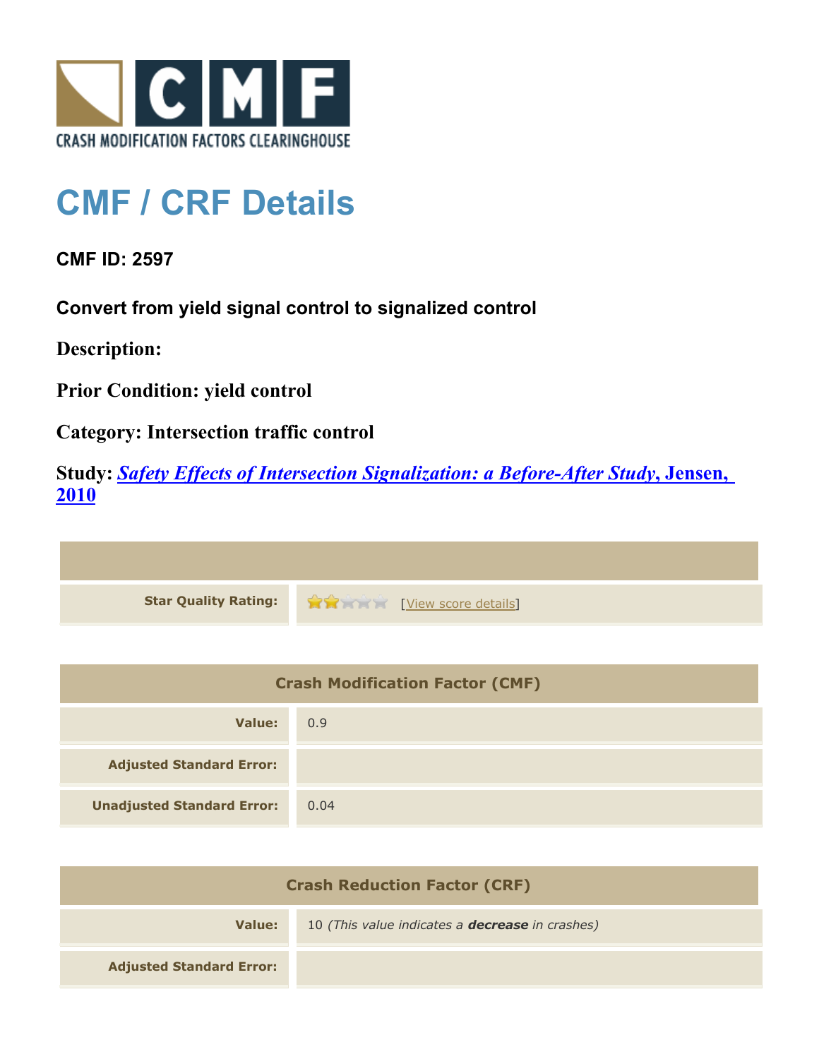CRASH MODIFICATION FACTORS CLEARINGHOUSE

# CMF / CRF Details

**CMF ID: 2597**

**Convert from yield signal control to signalized control**

**Description:**

**Prior Condition: yield control**

**Category: Intersection traffic control**

**Study:** ***Safety Effects of Intersection Signalization: a Before-After Study*, Jensen, 2010**

| | |
|---|---|
| **Star Quality Rating:** | 2 of 5 stars [View score details] |

| Crash Modification Factor (CMF) | |
|---|---|
| **Value:** | 0.9 |
| **Adjusted Standard Error:** | |
| **Unadjusted Standard Error:** | 0.04 |

| Crash Reduction Factor (CRF) | |
|---|---|
| **Value:** | 10 *(This value indicates a* ***decrease*** *in crashes)* |
| **Adjusted Standard Error:** | |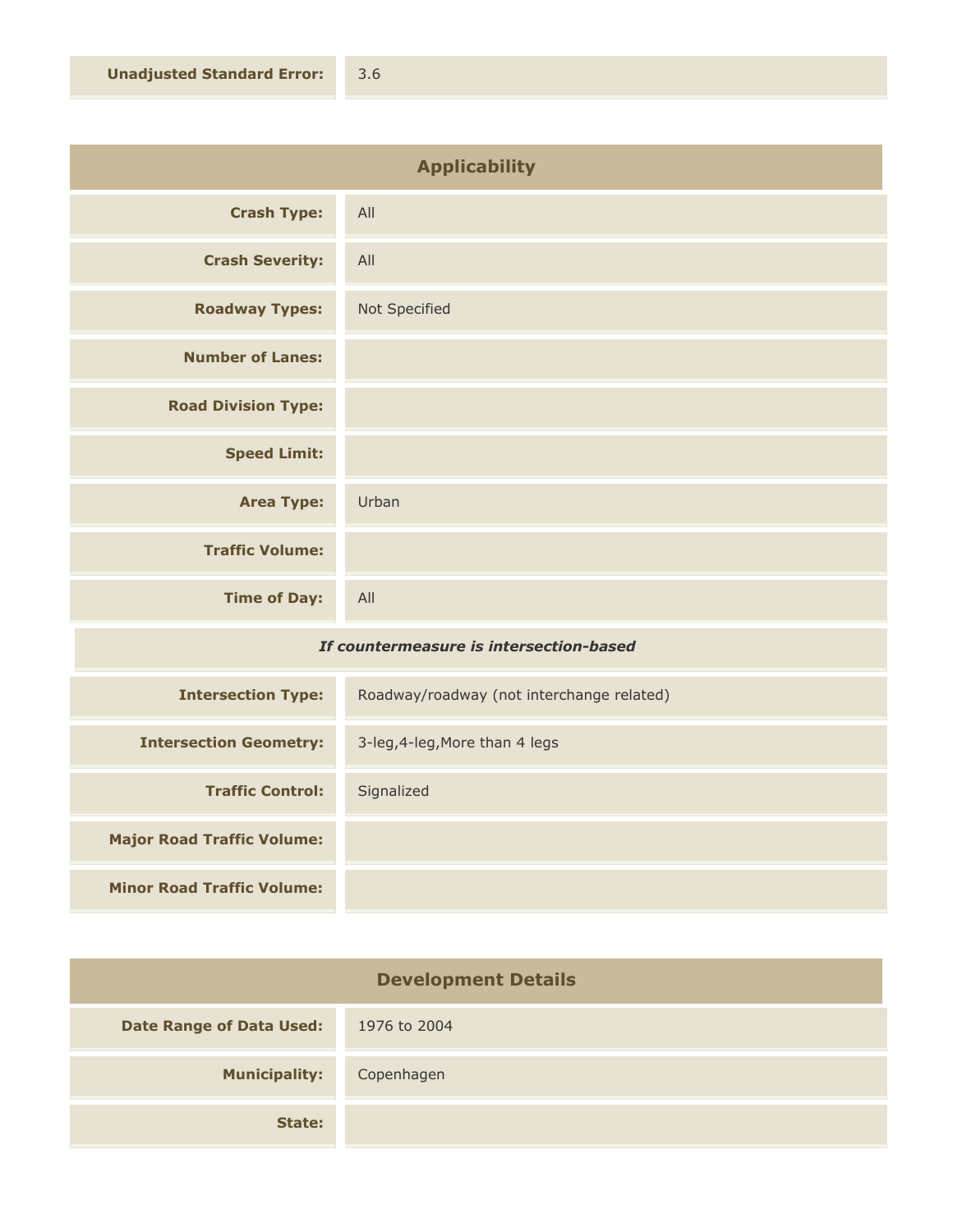| | |
|---|---|
| **Unadjusted Standard Error:** | 3.6 |

## Applicability

| | |
|---|---|
| **Crash Type:** | All |
| **Crash Severity:** | All |
| **Roadway Types:** | Not Specified |
| **Number of Lanes:** | |
| **Road Division Type:** | |
| **Speed Limit:** | |
| **Area Type:** | Urban |
| **Traffic Volume:** | |
| **Time of Day:** | All |

***If countermeasure is intersection-based***

| | |
|---|---|
| **Intersection Type:** | Roadway/roadway (not interchange related) |
| **Intersection Geometry:** | 3-leg,4-leg,More than 4 legs |
| **Traffic Control:** | Signalized |
| **Major Road Traffic Volume:** | |
| **Minor Road Traffic Volume:** | |

## Development Details

| | |
|---|---|
| **Date Range of Data Used:** | 1976 to 2004 |
| **Municipality:** | Copenhagen |
| **State:** | |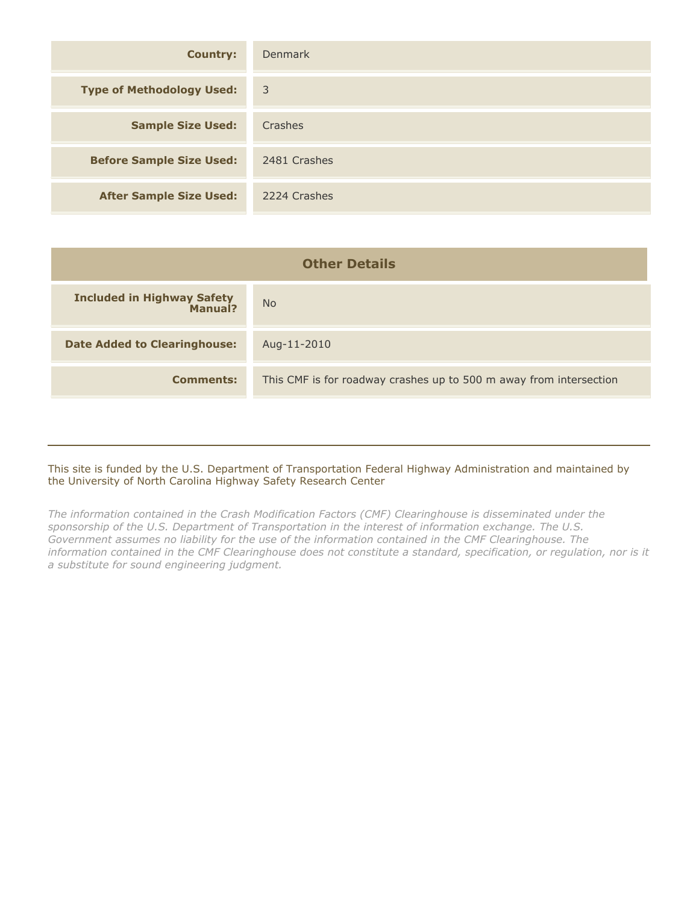| | |
|---|---|
| **Country:** | Denmark |
| **Type of Methodology Used:** | 3 |
| **Sample Size Used:** | Crashes |
| **Before Sample Size Used:** | 2481 Crashes |
| **After Sample Size Used:** | 2224 Crashes |

## Other Details

| | |
|---|---|
| **Included in Highway Safety Manual?** | No |
| **Date Added to Clearinghouse:** | Aug-11-2010 |
| **Comments:** | This CMF is for roadway crashes up to 500 m away from intersection |

---

This site is funded by the U.S. Department of Transportation Federal Highway Administration and maintained by the University of North Carolina Highway Safety Research Center

*The information contained in the Crash Modification Factors (CMF) Clearinghouse is disseminated under the sponsorship of the U.S. Department of Transportation in the interest of information exchange. The U.S. Government assumes no liability for the use of the information contained in the CMF Clearinghouse. The information contained in the CMF Clearinghouse does not constitute a standard, specification, or regulation, nor is it a substitute for sound engineering judgment.*